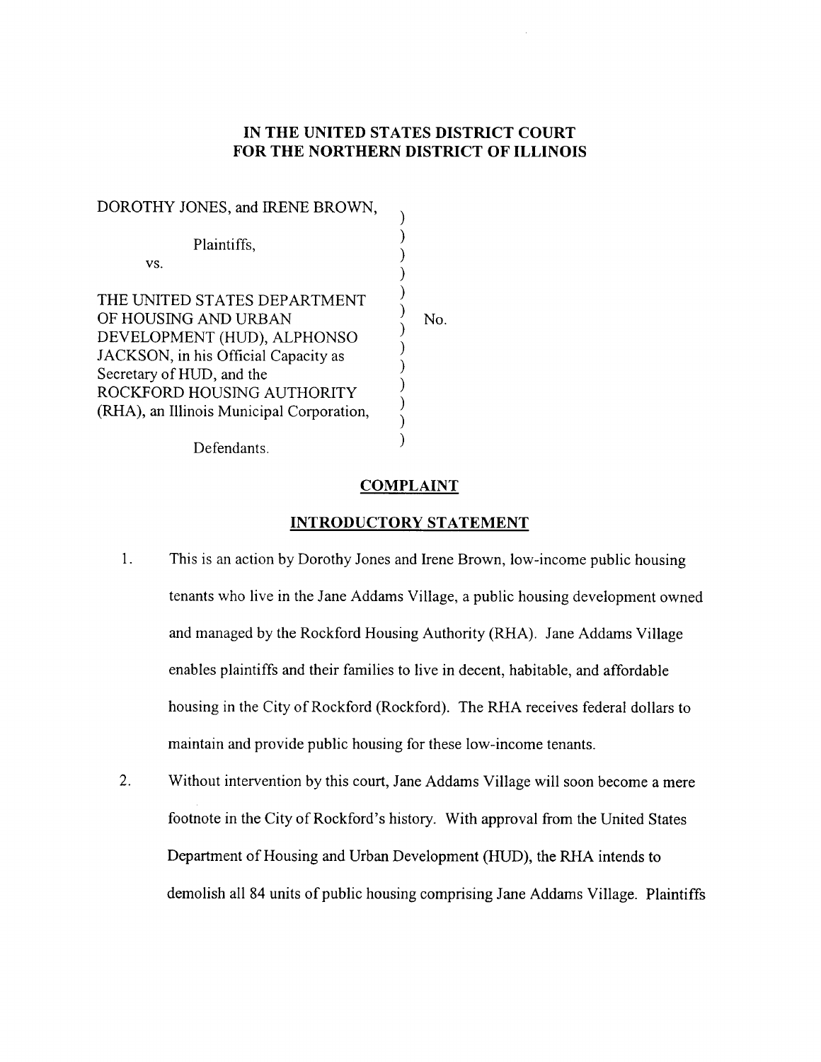# IN THE UNITED STATES DISTRICT COURT FOR THE NORTHERN DISTRICT OF ILLINOIS

DOROTHY JONES, and IRENE BROWN,

Plaintiffs,

vs.

THE UNITED STATES DEPARTMENT OF HOUSING AND URBAN DEVELOPMENT (HUD), ALPHONSO JACKSON, in his Official Capacity as Secretary of HUD, and the ROCKFORD HOUSING AUTHORITY (RHA), an Illinois Municipal Corporation,

Defendants.

No.

## COMPLAINT

### INTRODUCTORY STATEMENT

1. This is an action by Dorothy Jones and Irene Brown, low-income public housing tenants who live in the Jane Addams Village, a public housing development owned and managed by the Rockford Housing Authority (RHA). Jane Addams Village enables plaintiffs and their families to live in decent, habitable, and affordable housing in the City of Rockford (Rockford). The RHA receives federal dollars to maintain and provide public housing for these low-income tenants.

2. Without intervention by this court, Jane Addams Village will soon become a mere footnote in the City of Rockford's history. With approval from the United States Department of Housing and Urban Development (HUD), the RHA intends to demolish all 84 units of public housing comprising Jane Addams Village. Plaintiffs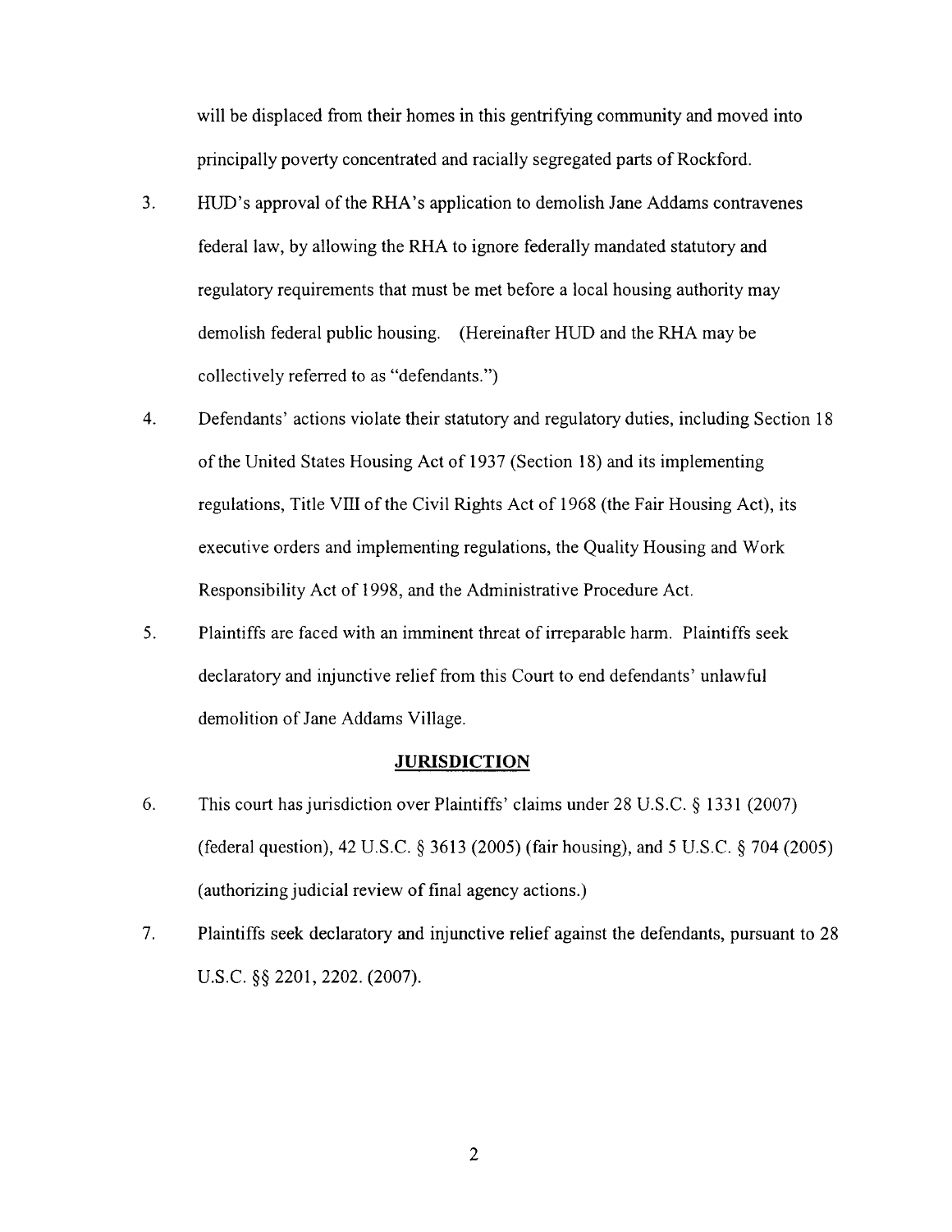will be displaced from their homes in this gentrifying community and moved into principally poverty concentrated and racially segregated parts of Rockford.

3. HUD's approval of the RHA's application to demolish Jane Addams contravenes federal law, by allowing the RHA to ignore federally mandated statutory and regulatory requirements that must be met before a local housing authority may demolish federal public housing. (Hereinafter HUD and the RHA may be collectively referred to as "defendants.")

4. Defendants' actions violate their statutory and regulatory duties, including Section 18 of the United States Housing Act of 1937 (Section 18) and its implementing regulations, Title VIII of the Civil Rights Act of 1968 (the Fair Housing Act), its executive orders and implementing regulations, the Quality Housing and Work Responsibility Act of 1998, and the Administrative Procedure Act.

5. Plaintiffs are faced with an imminent threat of irreparable harm. Plaintiffs seek declaratory and injunctive relief from this Court to end defendants' unlawful demolition of Jane Addams Village.

## JURISDICTION

6. This court has jurisdiction over Plaintiffs' claims under 28 U.S.C. § 1331 (2007) (federal question), 42 U.S.C. § 3613 (2005) (fair housing), and 5 U.S.C. § 704 (2005) (authorizing judicial review of final agency actions.)

7. Plaintiffs seek declaratory and injunctive relief against the defendants, pursuant to 28 U.S.C. §§ 2201, 2202. (2007).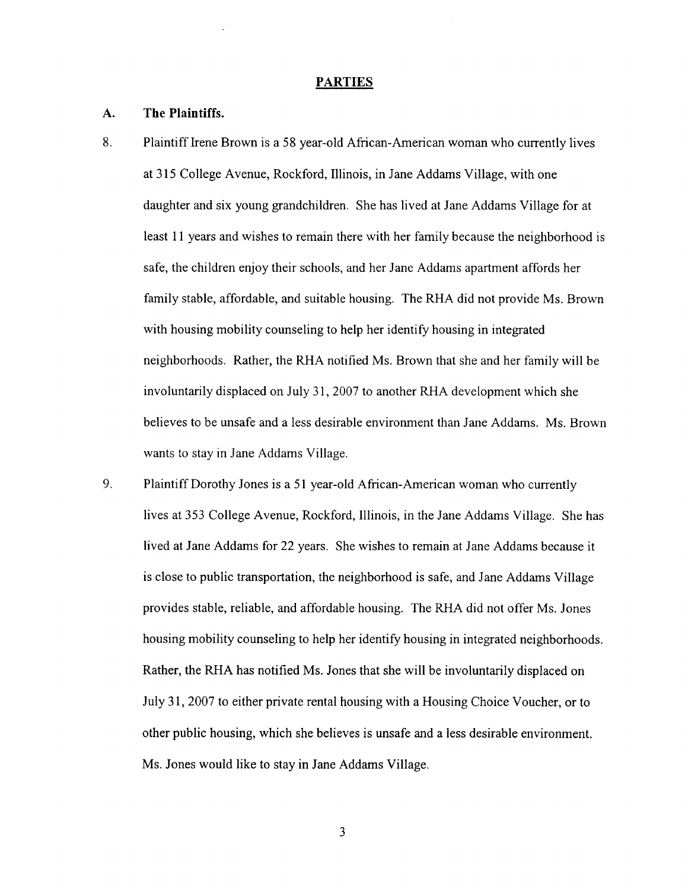## PARTIES

### A. The Plaintiffs.

8. Plaintiff Irene Brown is a 58 year-old African-American woman who currently lives at 315 College Avenue, Rockford, Illinois, in Jane Addams Village, with one daughter and six young grandchildren. She has lived at Jane Addams Village for at least 11 years and wishes to remain there with her family because the neighborhood is safe, the children enjoy their schools, and her Jane Addams apartment affords her family stable, affordable, and suitable housing. The RHA did not provide Ms. Brown with housing mobility counseling to help her identify housing in integrated neighborhoods. Rather, the RHA notified Ms. Brown that she and her family will be involuntarily displaced on July 31, 2007 to another RHA development which she believes to be unsafe and a less desirable environment than Jane Addams. Ms. Brown wants to stay in Jane Addams Village.

9. Plaintiff Dorothy Jones is a 51 year-old African-American woman who currently lives at 353 College Avenue, Rockford, Illinois, in the Jane Addams Village. She has lived at Jane Addams for 22 years. She wishes to remain at Jane Addams because it is close to public transportation, the neighborhood is safe, and Jane Addams Village provides stable, reliable, and affordable housing. The RHA did not offer Ms. Jones housing mobility counseling to help her identify housing in integrated neighborhoods. Rather, the RHA has notified Ms. Jones that she will be involuntarily displaced on July 31, 2007 to either private rental housing with a Housing Choice Voucher, or to other public housing, which she believes is unsafe and a less desirable environment. Ms. Jones would like to stay in Jane Addams Village.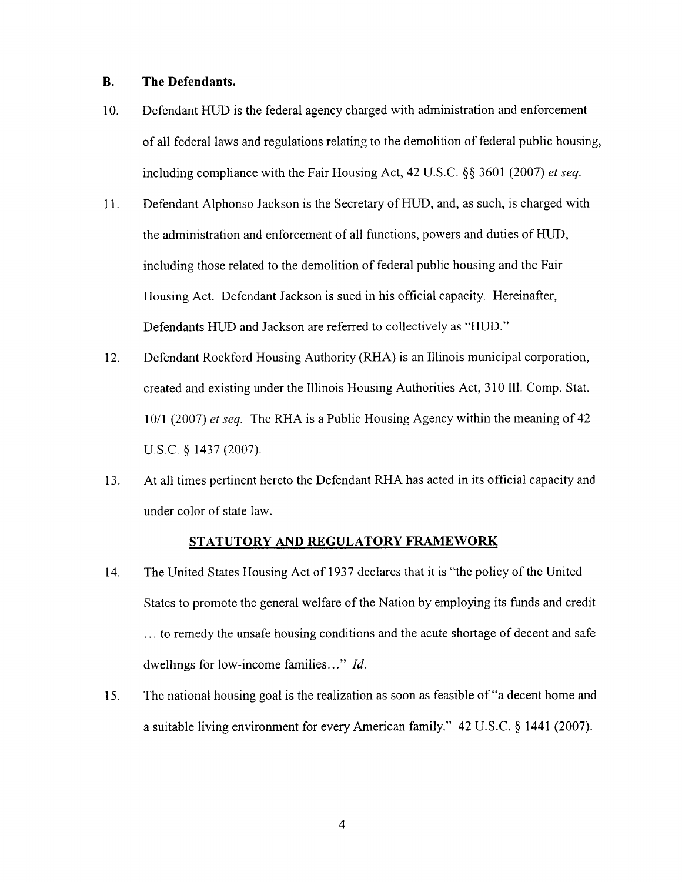## B. The Defendants.

10. Defendant HUD is the federal agency charged with administration and enforcement of all federal laws and regulations relating to the demolition of federal public housing, including compliance with the Fair Housing Act, 42 U.S.C. §§ 3601 (2007) *et seq.*

11. Defendant Alphonso Jackson is the Secretary of HUD, and, as such, is charged with the administration and enforcement of all functions, powers and duties of HUD, including those related to the demolition of federal public housing and the Fair Housing Act. Defendant Jackson is sued in his official capacity. Hereinafter, Defendants HUD and Jackson are referred to collectively as "HUD."

12. Defendant Rockford Housing Authority (RHA) is an Illinois municipal corporation, created and existing under the Illinois Housing Authorities Act, 310 Ill. Comp. Stat. 10/1 (2007) *et seq.* The RHA is a Public Housing Agency within the meaning of 42 U.S.C. § 1437 (2007).

13. At all times pertinent hereto the Defendant RHA has acted in its official capacity and under color of state law.

## STATUTORY AND REGULATORY FRAMEWORK

14. The United States Housing Act of 1937 declares that it is "the policy of the United States to promote the general welfare of the Nation by employing its funds and credit ... to remedy the unsafe housing conditions and the acute shortage of decent and safe dwellings for low-income families..." *Id.*

15. The national housing goal is the realization as soon as feasible of "a decent home and a suitable living environment for every American family." 42 U.S.C. § 1441 (2007).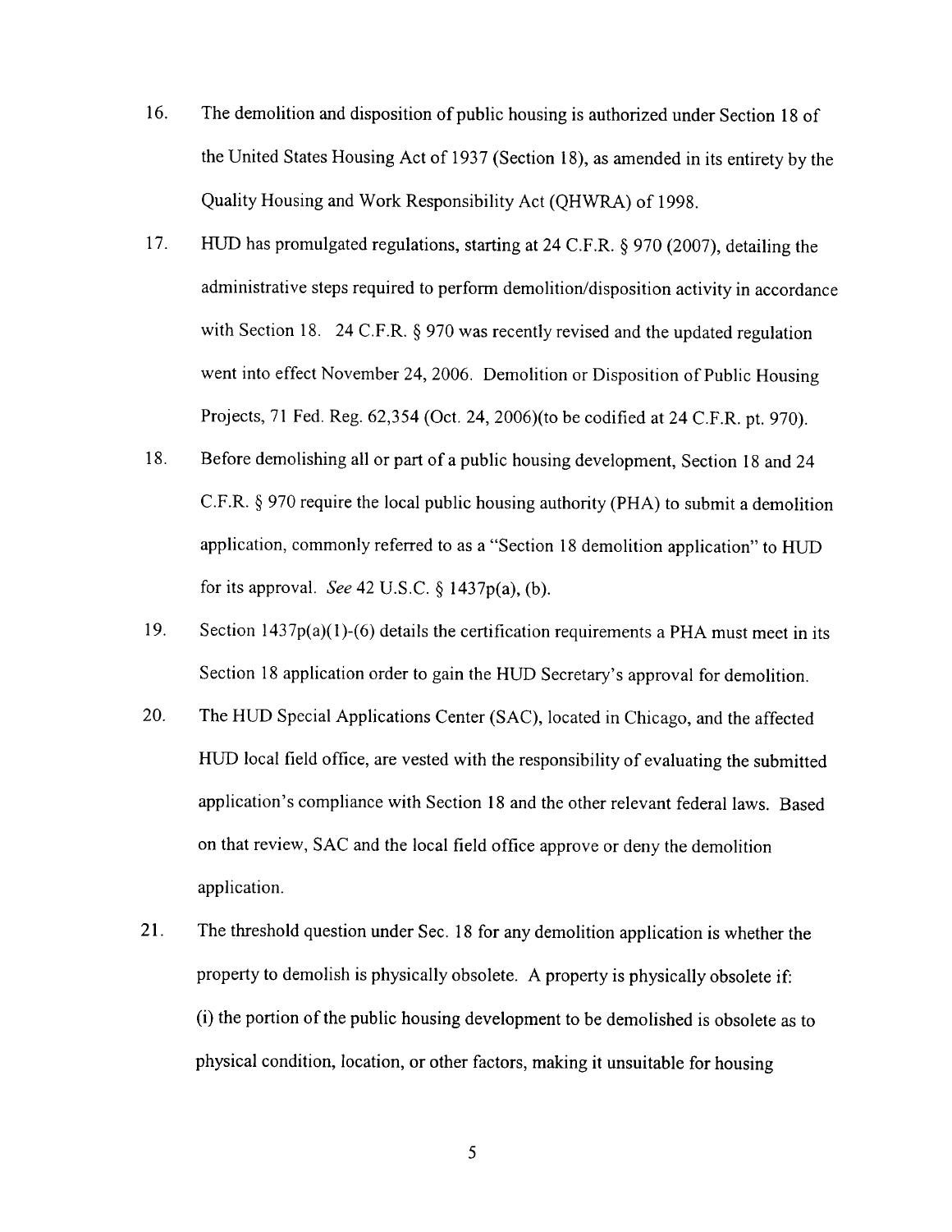16. The demolition and disposition of public housing is authorized under Section 18 of the United States Housing Act of 1937 (Section 18), as amended in its entirety by the Quality Housing and Work Responsibility Act (QHWRA) of 1998.

17. HUD has promulgated regulations, starting at 24 C.F.R. § 970 (2007), detailing the administrative steps required to perform demolition/disposition activity in accordance with Section 18. 24 C.F.R. § 970 was recently revised and the updated regulation went into effect November 24, 2006. Demolition or Disposition of Public Housing Projects, 71 Fed. Reg. 62,354 (Oct. 24, 2006)(to be codified at 24 C.F.R. pt. 970).

18. Before demolishing all or part of a public housing development, Section 18 and 24 C.F.R. § 970 require the local public housing authority (PHA) to submit a demolition application, commonly referred to as a "Section 18 demolition application" to HUD for its approval. *See* 42 U.S.C. § 1437p(a), (b).

19. Section 1437p(a)(1)-(6) details the certification requirements a PHA must meet in its Section 18 application order to gain the HUD Secretary's approval for demolition.

20. The HUD Special Applications Center (SAC), located in Chicago, and the affected HUD local field office, are vested with the responsibility of evaluating the submitted application's compliance with Section 18 and the other relevant federal laws. Based on that review, SAC and the local field office approve or deny the demolition application.

21. The threshold question under Sec. 18 for any demolition application is whether the property to demolish is physically obsolete. A property is physically obsolete if:
(i) the portion of the public housing development to be demolished is obsolete as to physical condition, location, or other factors, making it unsuitable for housing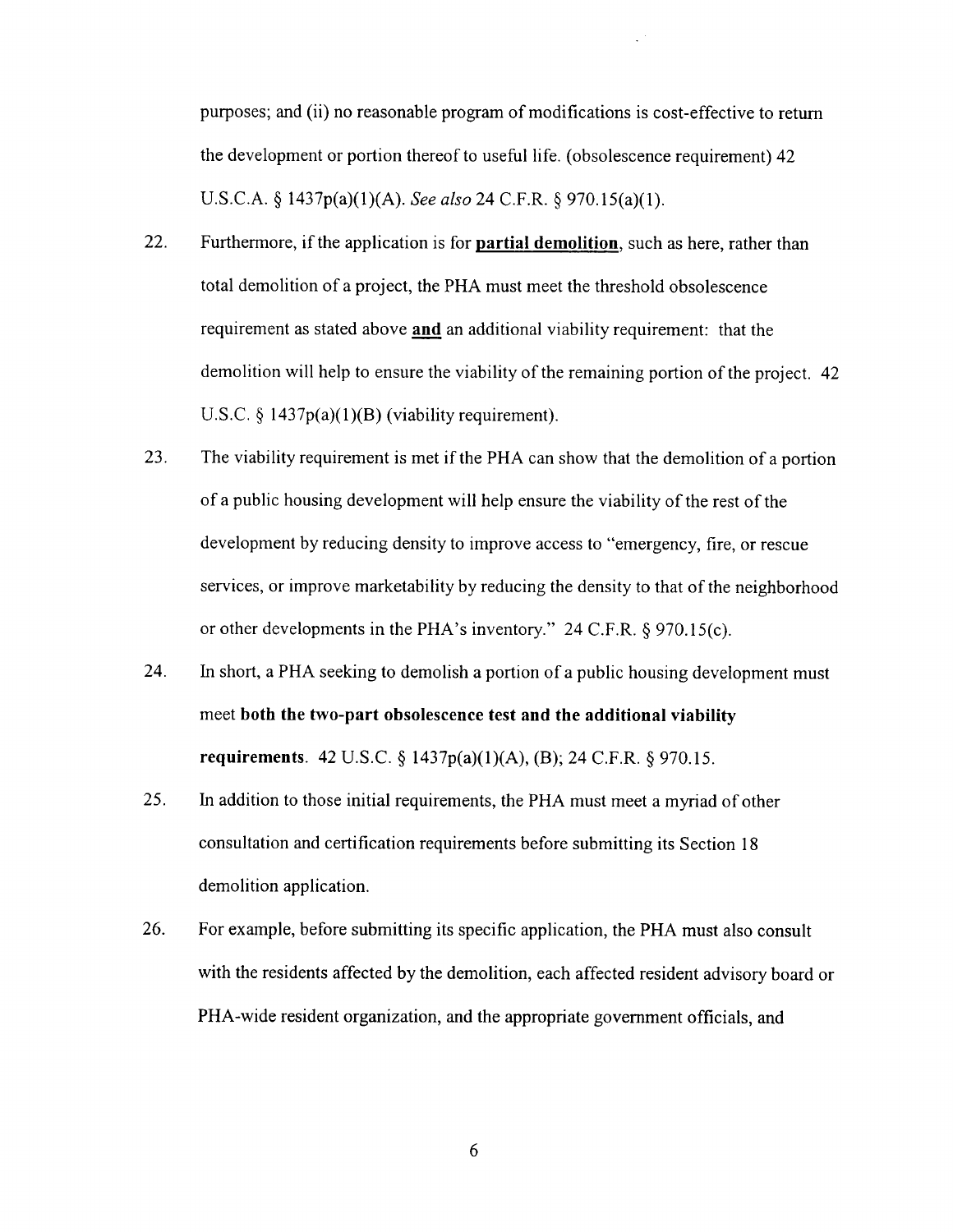purposes; and (ii) no reasonable program of modifications is cost-effective to return the development or portion thereof to useful life. (obsolescence requirement) 42 U.S.C.A. § 1437p(a)(1)(A). *See also* 24 C.F.R. § 970.15(a)(1).

22. Furthermore, if the application is for **partial demolition**, such as here, rather than total demolition of a project, the PHA must meet the threshold obsolescence requirement as stated above **and** an additional viability requirement: that the demolition will help to ensure the viability of the remaining portion of the project. 42 U.S.C. § 1437p(a)(1)(B) (viability requirement).

23. The viability requirement is met if the PHA can show that the demolition of a portion of a public housing development will help ensure the viability of the rest of the development by reducing density to improve access to "emergency, fire, or rescue services, or improve marketability by reducing the density to that of the neighborhood or other developments in the PHA's inventory." 24 C.F.R. § 970.15(c).

24. In short, a PHA seeking to demolish a portion of a public housing development must meet **both the two-part obsolescence test and the additional viability requirements**. 42 U.S.C. § 1437p(a)(1)(A), (B); 24 C.F.R. § 970.15.

25. In addition to those initial requirements, the PHA must meet a myriad of other consultation and certification requirements before submitting its Section 18 demolition application.

26. For example, before submitting its specific application, the PHA must also consult with the residents affected by the demolition, each affected resident advisory board or PHA-wide resident organization, and the appropriate government officials, and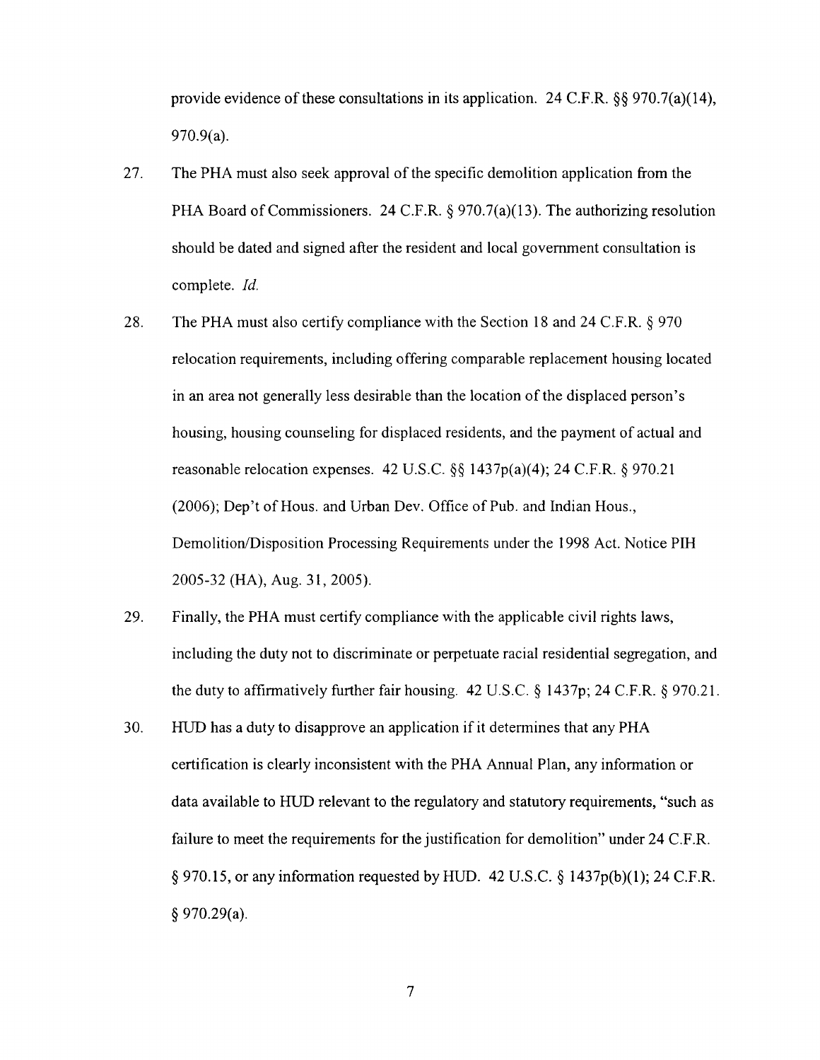provide evidence of these consultations in its application. 24 C.F.R. §§ 970.7(a)(14), 970.9(a).

27. The PHA must also seek approval of the specific demolition application from the PHA Board of Commissioners. 24 C.F.R. § 970.7(a)(13). The authorizing resolution should be dated and signed after the resident and local government consultation is complete. *Id.*

28. The PHA must also certify compliance with the Section 18 and 24 C.F.R. § 970 relocation requirements, including offering comparable replacement housing located in an area not generally less desirable than the location of the displaced person's housing, housing counseling for displaced residents, and the payment of actual and reasonable relocation expenses. 42 U.S.C. §§ 1437p(a)(4); 24 C.F.R. § 970.21 (2006); Dep't of Hous. and Urban Dev. Office of Pub. and Indian Hous., Demolition/Disposition Processing Requirements under the 1998 Act. Notice PIH 2005-32 (HA), Aug. 31, 2005).

29. Finally, the PHA must certify compliance with the applicable civil rights laws, including the duty not to discriminate or perpetuate racial residential segregation, and the duty to affirmatively further fair housing. 42 U.S.C. § 1437p; 24 C.F.R. § 970.21.

30. HUD has a duty to disapprove an application if it determines that any PHA certification is clearly inconsistent with the PHA Annual Plan, any information or data available to HUD relevant to the regulatory and statutory requirements, "such as failure to meet the requirements for the justification for demolition" under 24 C.F.R. § 970.15, or any information requested by HUD. 42 U.S.C. § 1437p(b)(1); 24 C.F.R. § 970.29(a).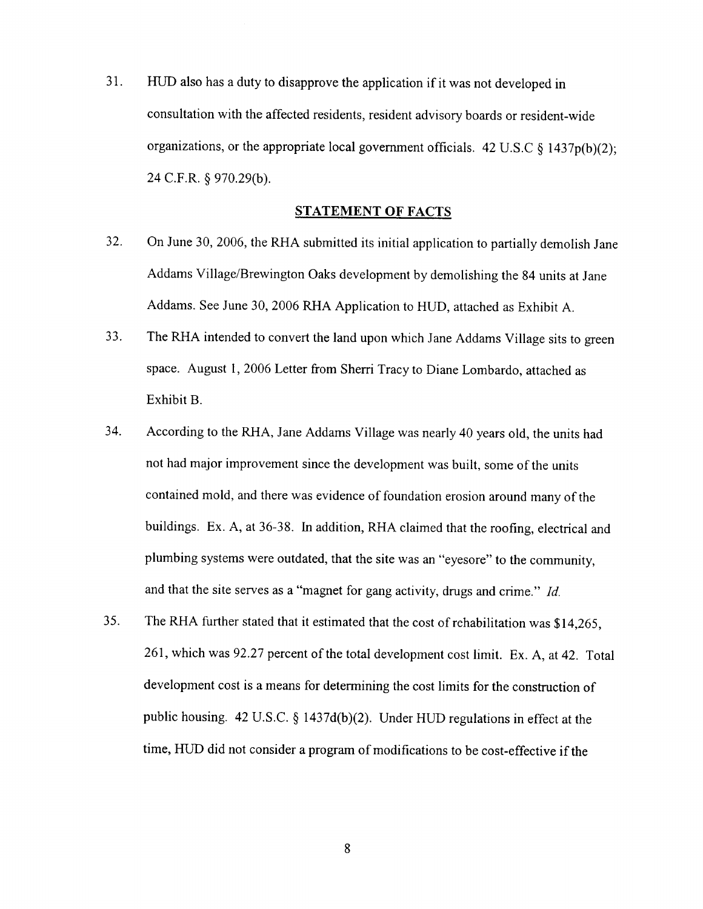31. HUD also has a duty to disapprove the application if it was not developed in consultation with the affected residents, resident advisory boards or resident-wide organizations, or the appropriate local government officials. 42 U.S.C § 1437p(b)(2); 24 C.F.R. § 970.29(b).

## STATEMENT OF FACTS

32. On June 30, 2006, the RHA submitted its initial application to partially demolish Jane Addams Village/Brewington Oaks development by demolishing the 84 units at Jane Addams. See June 30, 2006 RHA Application to HUD, attached as Exhibit A.

33. The RHA intended to convert the land upon which Jane Addams Village sits to green space. August 1, 2006 Letter from Sherri Tracy to Diane Lombardo, attached as Exhibit B.

34. According to the RHA, Jane Addams Village was nearly 40 years old, the units had not had major improvement since the development was built, some of the units contained mold, and there was evidence of foundation erosion around many of the buildings. Ex. A, at 36-38. In addition, RHA claimed that the roofing, electrical and plumbing systems were outdated, that the site was an "eyesore" to the community, and that the site serves as a "magnet for gang activity, drugs and crime." *Id.*

35. The RHA further stated that it estimated that the cost of rehabilitation was $14,265, 261, which was 92.27 percent of the total development cost limit. Ex. A, at 42. Total development cost is a means for determining the cost limits for the construction of public housing. 42 U.S.C. § 1437d(b)(2). Under HUD regulations in effect at the time, HUD did not consider a program of modifications to be cost-effective if the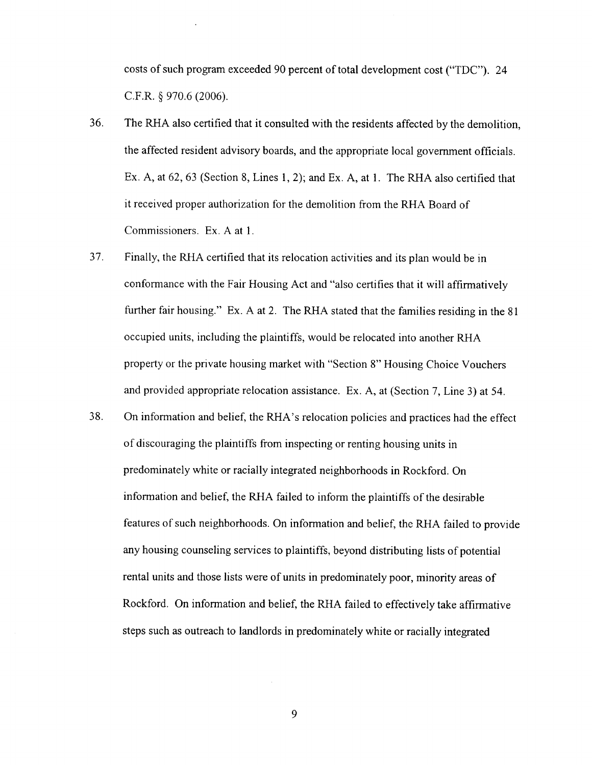costs of such program exceeded 90 percent of total development cost ("TDC"). 24 C.F.R. § 970.6 (2006).

36. The RHA also certified that it consulted with the residents affected by the demolition, the affected resident advisory boards, and the appropriate local government officials. Ex. A, at 62, 63 (Section 8, Lines 1, 2); and Ex. A, at 1. The RHA also certified that it received proper authorization for the demolition from the RHA Board of Commissioners. Ex. A at 1.

37. Finally, the RHA certified that its relocation activities and its plan would be in conformance with the Fair Housing Act and "also certifies that it will affirmatively further fair housing." Ex. A at 2. The RHA stated that the families residing in the 81 occupied units, including the plaintiffs, would be relocated into another RHA property or the private housing market with "Section 8" Housing Choice Vouchers and provided appropriate relocation assistance. Ex. A, at (Section 7, Line 3) at 54.

38. On information and belief, the RHA's relocation policies and practices had the effect of discouraging the plaintiffs from inspecting or renting housing units in predominately white or racially integrated neighborhoods in Rockford. On information and belief, the RHA failed to inform the plaintiffs of the desirable features of such neighborhoods. On information and belief, the RHA failed to provide any housing counseling services to plaintiffs, beyond distributing lists of potential rental units and those lists were of units in predominately poor, minority areas of Rockford. On information and belief, the RHA failed to effectively take affirmative steps such as outreach to landlords in predominately white or racially integrated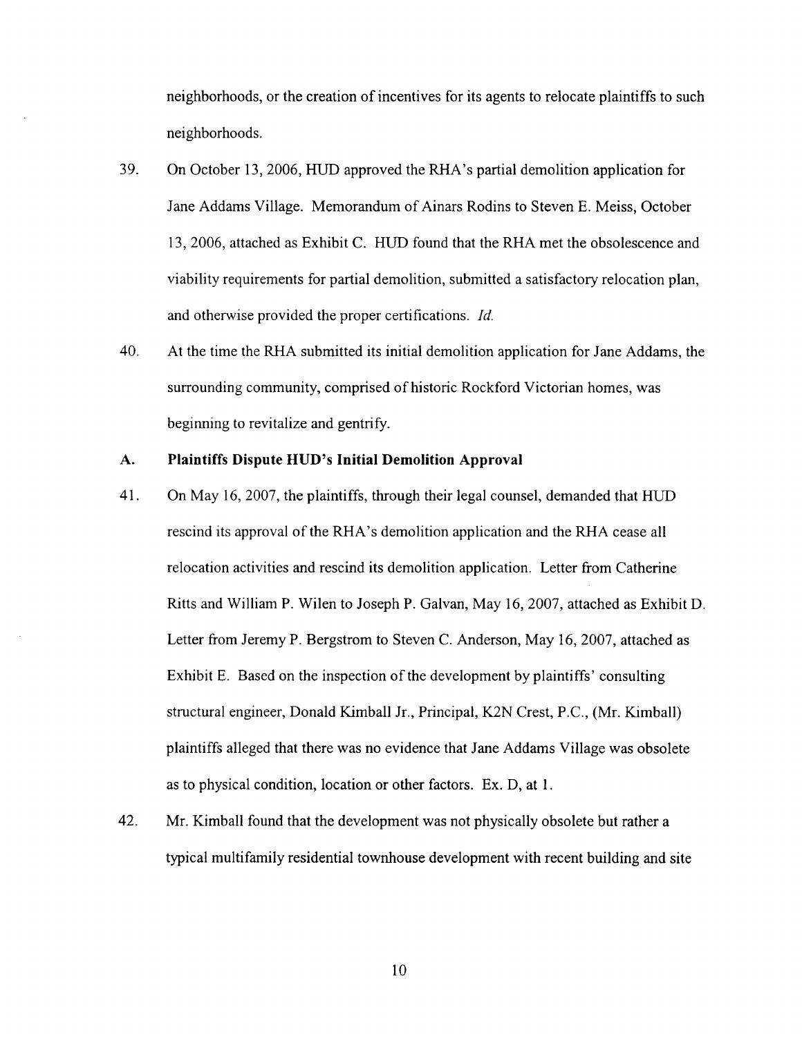neighborhoods, or the creation of incentives for its agents to relocate plaintiffs to such neighborhoods.

39. On October 13, 2006, HUD approved the RHA's partial demolition application for Jane Addams Village. Memorandum of Ainars Rodins to Steven E. Meiss, October 13, 2006, attached as Exhibit C. HUD found that the RHA met the obsolescence and viability requirements for partial demolition, submitted a satisfactory relocation plan, and otherwise provided the proper certifications. *Id.*

40. At the time the RHA submitted its initial demolition application for Jane Addams, the surrounding community, comprised of historic Rockford Victorian homes, was beginning to revitalize and gentrify.

### A. Plaintiffs Dispute HUD's Initial Demolition Approval

41. On May 16, 2007, the plaintiffs, through their legal counsel, demanded that HUD rescind its approval of the RHA's demolition application and the RHA cease all relocation activities and rescind its demolition application. Letter from Catherine Ritts and William P. Wilen to Joseph P. Galvan, May 16, 2007, attached as Exhibit D. Letter from Jeremy P. Bergstrom to Steven C. Anderson, May 16, 2007, attached as Exhibit E. Based on the inspection of the development by plaintiffs' consulting structural engineer, Donald Kimball Jr., Principal, K2N Crest, P.C., (Mr. Kimball) plaintiffs alleged that there was no evidence that Jane Addams Village was obsolete as to physical condition, location or other factors. Ex. D, at 1.

42. Mr. Kimball found that the development was not physically obsolete but rather a typical multifamily residential townhouse development with recent building and site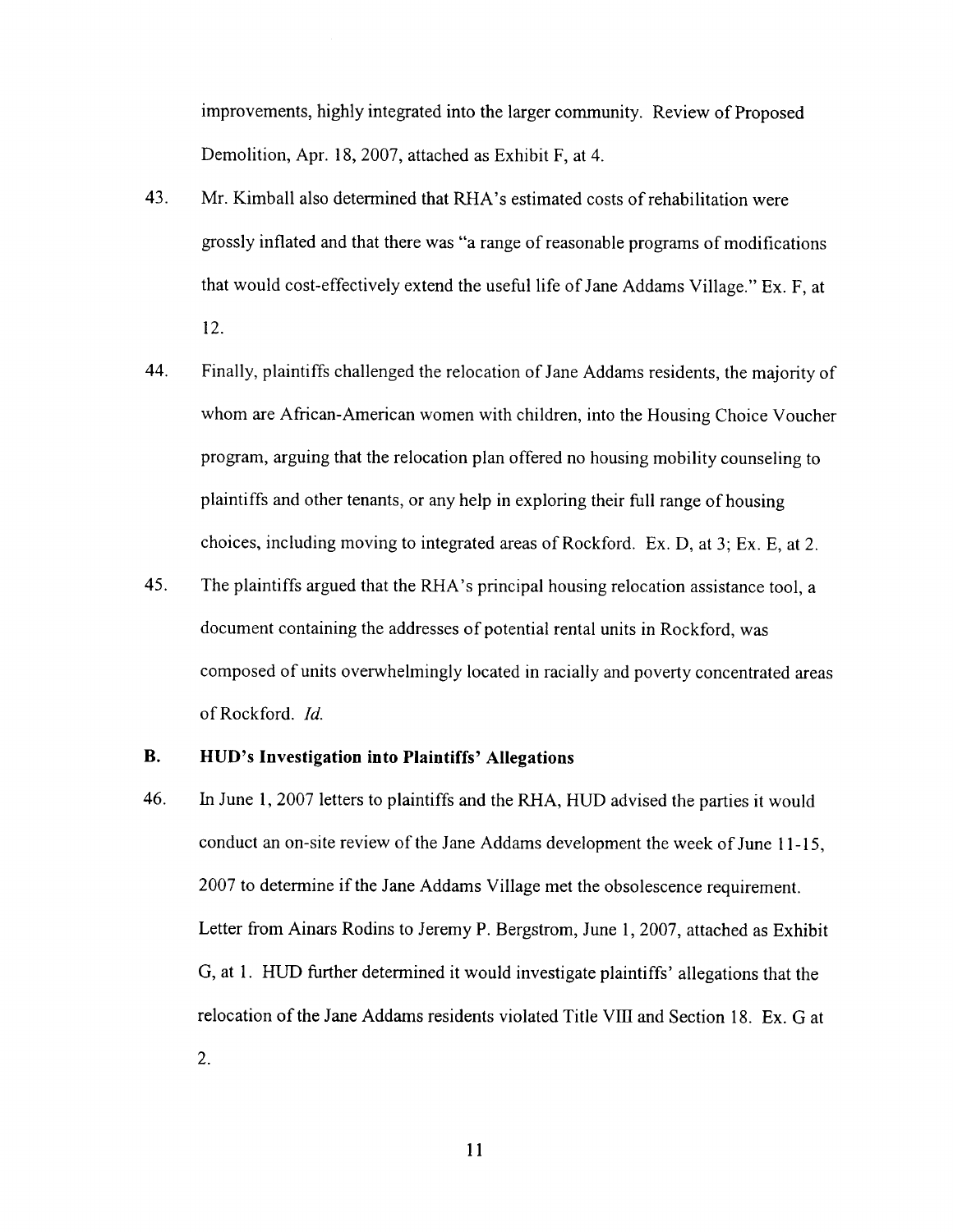improvements, highly integrated into the larger community. Review of Proposed Demolition, Apr. 18, 2007, attached as Exhibit F, at 4.

43. Mr. Kimball also determined that RHA's estimated costs of rehabilitation were grossly inflated and that there was "a range of reasonable programs of modifications that would cost-effectively extend the useful life of Jane Addams Village." Ex. F, at 12.

44. Finally, plaintiffs challenged the relocation of Jane Addams residents, the majority of whom are African-American women with children, into the Housing Choice Voucher program, arguing that the relocation plan offered no housing mobility counseling to plaintiffs and other tenants, or any help in exploring their full range of housing choices, including moving to integrated areas of Rockford. Ex. D, at 3; Ex. E, at 2.

45. The plaintiffs argued that the RHA's principal housing relocation assistance tool, a document containing the addresses of potential rental units in Rockford, was composed of units overwhelmingly located in racially and poverty concentrated areas of Rockford. *Id.*

### B. HUD's Investigation into Plaintiffs' Allegations

46. In June 1, 2007 letters to plaintiffs and the RHA, HUD advised the parties it would conduct an on-site review of the Jane Addams development the week of June 11-15, 2007 to determine if the Jane Addams Village met the obsolescence requirement. Letter from Ainars Rodins to Jeremy P. Bergstrom, June 1, 2007, attached as Exhibit G, at 1. HUD further determined it would investigate plaintiffs' allegations that the relocation of the Jane Addams residents violated Title VIII and Section 18. Ex. G at 2.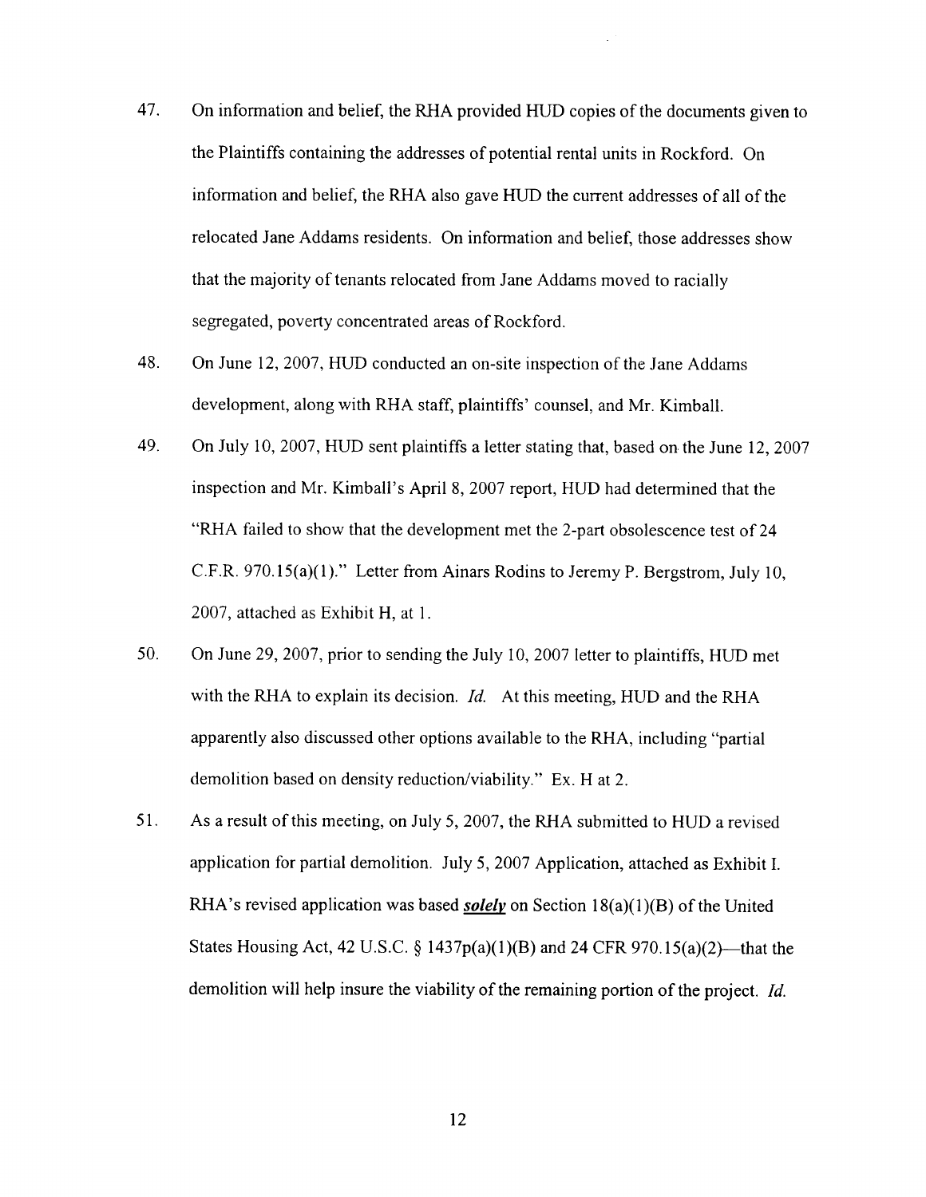47. On information and belief, the RHA provided HUD copies of the documents given to the Plaintiffs containing the addresses of potential rental units in Rockford. On information and belief, the RHA also gave HUD the current addresses of all of the relocated Jane Addams residents. On information and belief, those addresses show that the majority of tenants relocated from Jane Addams moved to racially segregated, poverty concentrated areas of Rockford.

48. On June 12, 2007, HUD conducted an on-site inspection of the Jane Addams development, along with RHA staff, plaintiffs' counsel, and Mr. Kimball.

49. On July 10, 2007, HUD sent plaintiffs a letter stating that, based on the June 12, 2007 inspection and Mr. Kimball's April 8, 2007 report, HUD had determined that the "RHA failed to show that the development met the 2-part obsolescence test of 24 C.F.R. 970.15(a)(1)." Letter from Ainars Rodins to Jeremy P. Bergstrom, July 10, 2007, attached as Exhibit H, at 1.

50. On June 29, 2007, prior to sending the July 10, 2007 letter to plaintiffs, HUD met with the RHA to explain its decision. *Id.* At this meeting, HUD and the RHA apparently also discussed other options available to the RHA, including "partial demolition based on density reduction/viability." Ex. H at 2.

51. As a result of this meeting, on July 5, 2007, the RHA submitted to HUD a revised application for partial demolition. July 5, 2007 Application, attached as Exhibit I. RHA's revised application was based ***solely*** on Section 18(a)(1)(B) of the United States Housing Act, 42 U.S.C. § 1437p(a)(1)(B) and 24 CFR 970.15(a)(2)—that the demolition will help insure the viability of the remaining portion of the project. *Id.*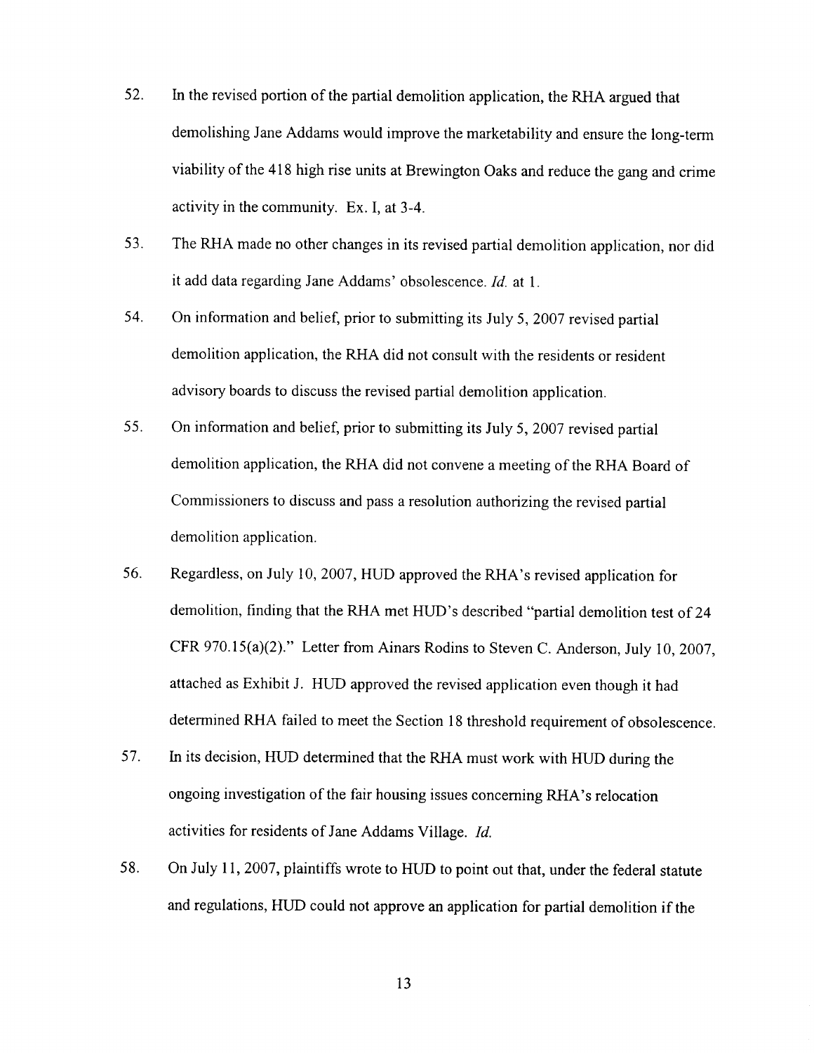52. In the revised portion of the partial demolition application, the RHA argued that demolishing Jane Addams would improve the marketability and ensure the long-term viability of the 418 high rise units at Brewington Oaks and reduce the gang and crime activity in the community. Ex. I, at 3-4.

53. The RHA made no other changes in its revised partial demolition application, nor did it add data regarding Jane Addams' obsolescence. *Id.* at 1.

54. On information and belief, prior to submitting its July 5, 2007 revised partial demolition application, the RHA did not consult with the residents or resident advisory boards to discuss the revised partial demolition application.

55. On information and belief, prior to submitting its July 5, 2007 revised partial demolition application, the RHA did not convene a meeting of the RHA Board of Commissioners to discuss and pass a resolution authorizing the revised partial demolition application.

56. Regardless, on July 10, 2007, HUD approved the RHA's revised application for demolition, finding that the RHA met HUD's described "partial demolition test of 24 CFR 970.15(a)(2)." Letter from Ainars Rodins to Steven C. Anderson, July 10, 2007, attached as Exhibit J. HUD approved the revised application even though it had determined RHA failed to meet the Section 18 threshold requirement of obsolescence.

57. In its decision, HUD determined that the RHA must work with HUD during the ongoing investigation of the fair housing issues concerning RHA's relocation activities for residents of Jane Addams Village. *Id.*

58. On July 11, 2007, plaintiffs wrote to HUD to point out that, under the federal statute and regulations, HUD could not approve an application for partial demolition if the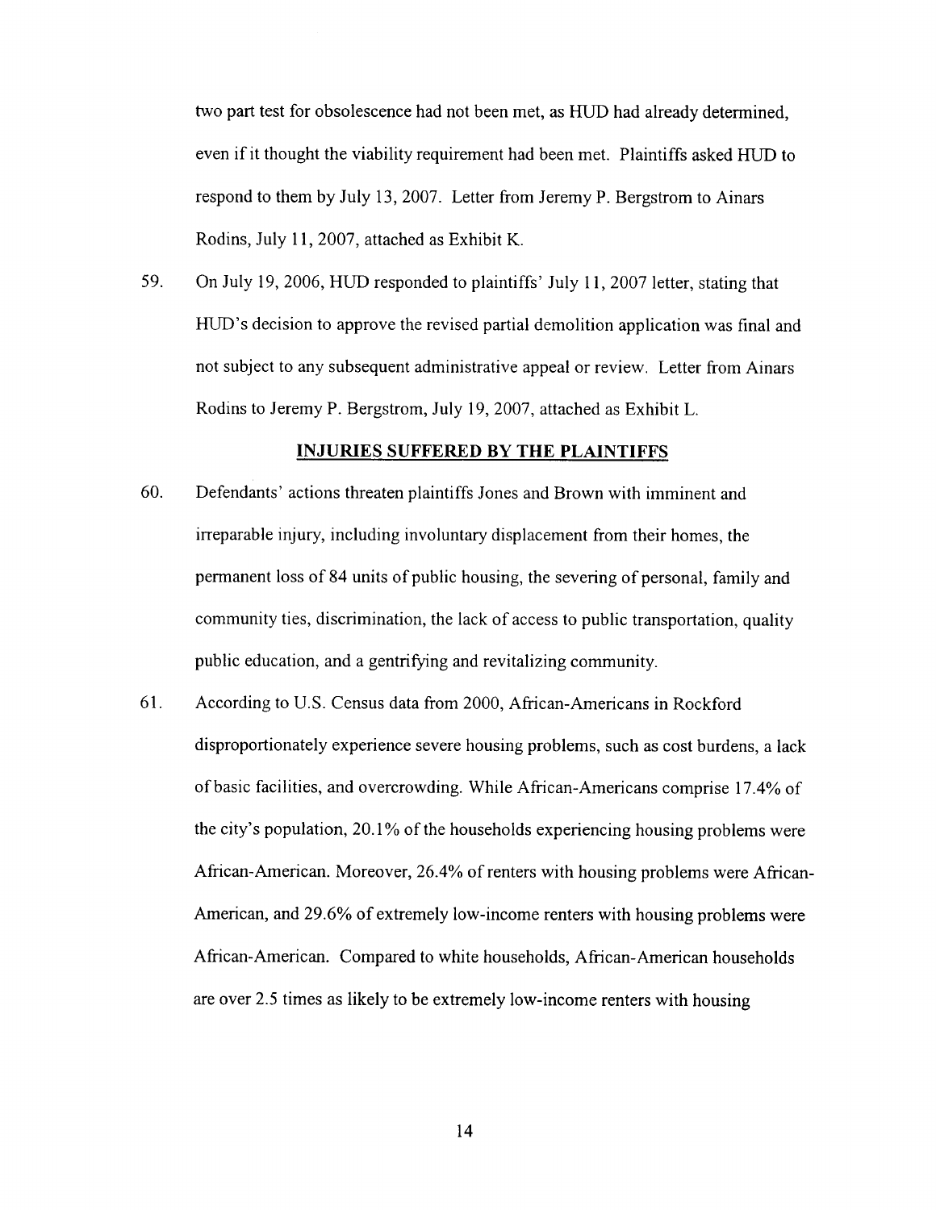two part test for obsolescence had not been met, as HUD had already determined, even if it thought the viability requirement had been met. Plaintiffs asked HUD to respond to them by July 13, 2007. Letter from Jeremy P. Bergstrom to Ainars Rodins, July 11, 2007, attached as Exhibit K.

59. On July 19, 2006, HUD responded to plaintiffs' July 11, 2007 letter, stating that HUD's decision to approve the revised partial demolition application was final and not subject to any subsequent administrative appeal or review. Letter from Ainars Rodins to Jeremy P. Bergstrom, July 19, 2007, attached as Exhibit L.

## INJURIES SUFFERED BY THE PLAINTIFFS

60. Defendants' actions threaten plaintiffs Jones and Brown with imminent and irreparable injury, including involuntary displacement from their homes, the permanent loss of 84 units of public housing, the severing of personal, family and community ties, discrimination, the lack of access to public transportation, quality public education, and a gentrifying and revitalizing community.

61. According to U.S. Census data from 2000, African-Americans in Rockford disproportionately experience severe housing problems, such as cost burdens, a lack of basic facilities, and overcrowding. While African-Americans comprise 17.4% of the city's population, 20.1% of the households experiencing housing problems were African-American. Moreover, 26.4% of renters with housing problems were African-American, and 29.6% of extremely low-income renters with housing problems were African-American. Compared to white households, African-American households are over 2.5 times as likely to be extremely low-income renters with housing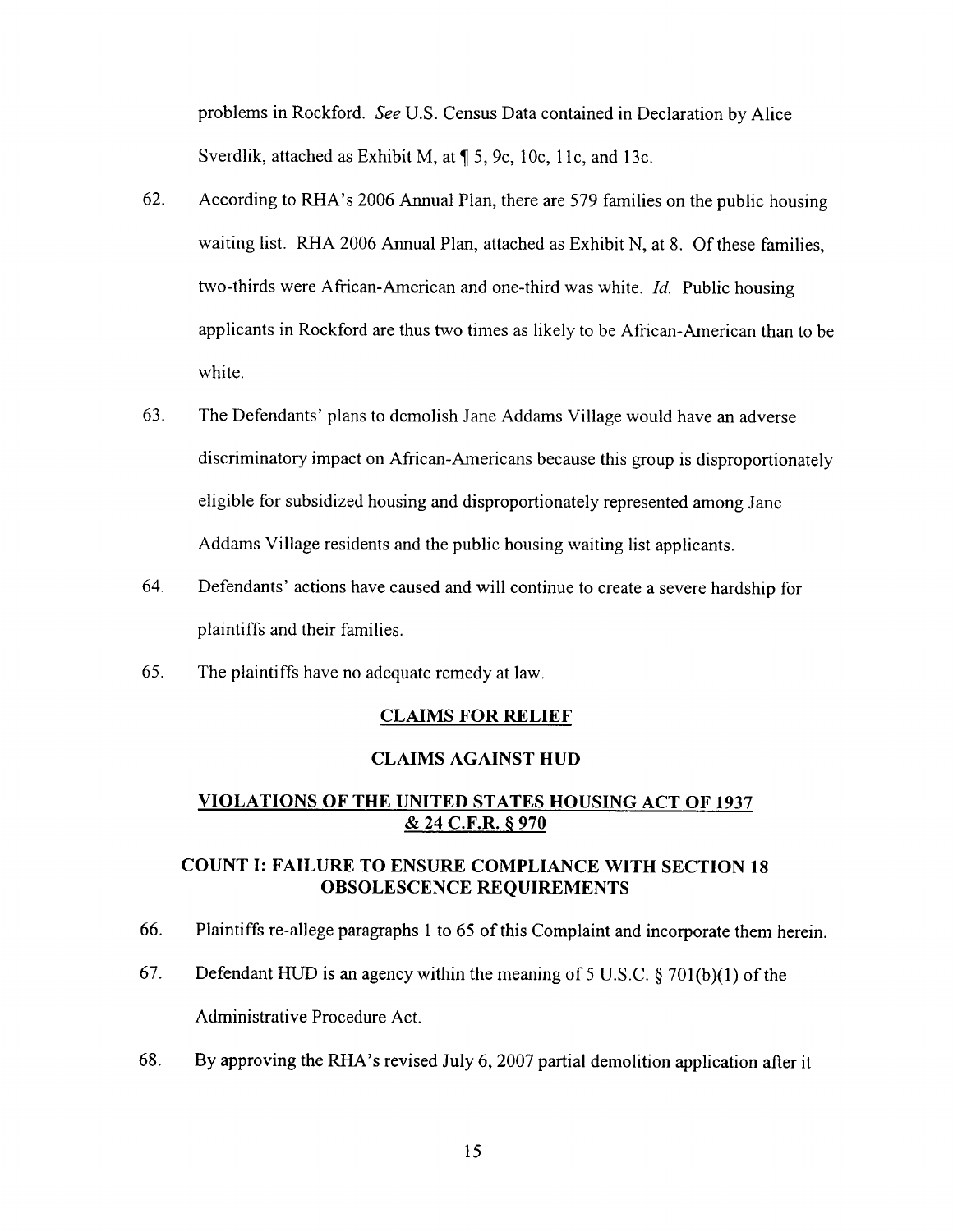problems in Rockford. *See* U.S. Census Data contained in Declaration by Alice Sverdlik, attached as Exhibit M, at ¶ 5, 9c, 10c, 11c, and 13c.

62. According to RHA's 2006 Annual Plan, there are 579 families on the public housing waiting list. RHA 2006 Annual Plan, attached as Exhibit N, at 8. Of these families, two-thirds were African-American and one-third was white. *Id.* Public housing applicants in Rockford are thus two times as likely to be African-American than to be white.

63. The Defendants' plans to demolish Jane Addams Village would have an adverse discriminatory impact on African-Americans because this group is disproportionately eligible for subsidized housing and disproportionately represented among Jane Addams Village residents and the public housing waiting list applicants.

64. Defendants' actions have caused and will continue to create a severe hardship for plaintiffs and their families.

65. The plaintiffs have no adequate remedy at law.

## CLAIMS FOR RELIEF

## CLAIMS AGAINST HUD

## VIOLATIONS OF THE UNITED STATES HOUSING ACT OF 1937 & 24 C.F.R. § 970

### COUNT I: FAILURE TO ENSURE COMPLIANCE WITH SECTION 18 OBSOLESCENCE REQUIREMENTS

66. Plaintiffs re-allege paragraphs 1 to 65 of this Complaint and incorporate them herein.

67. Defendant HUD is an agency within the meaning of 5 U.S.C. § 701(b)(1) of the Administrative Procedure Act.

68. By approving the RHA's revised July 6, 2007 partial demolition application after it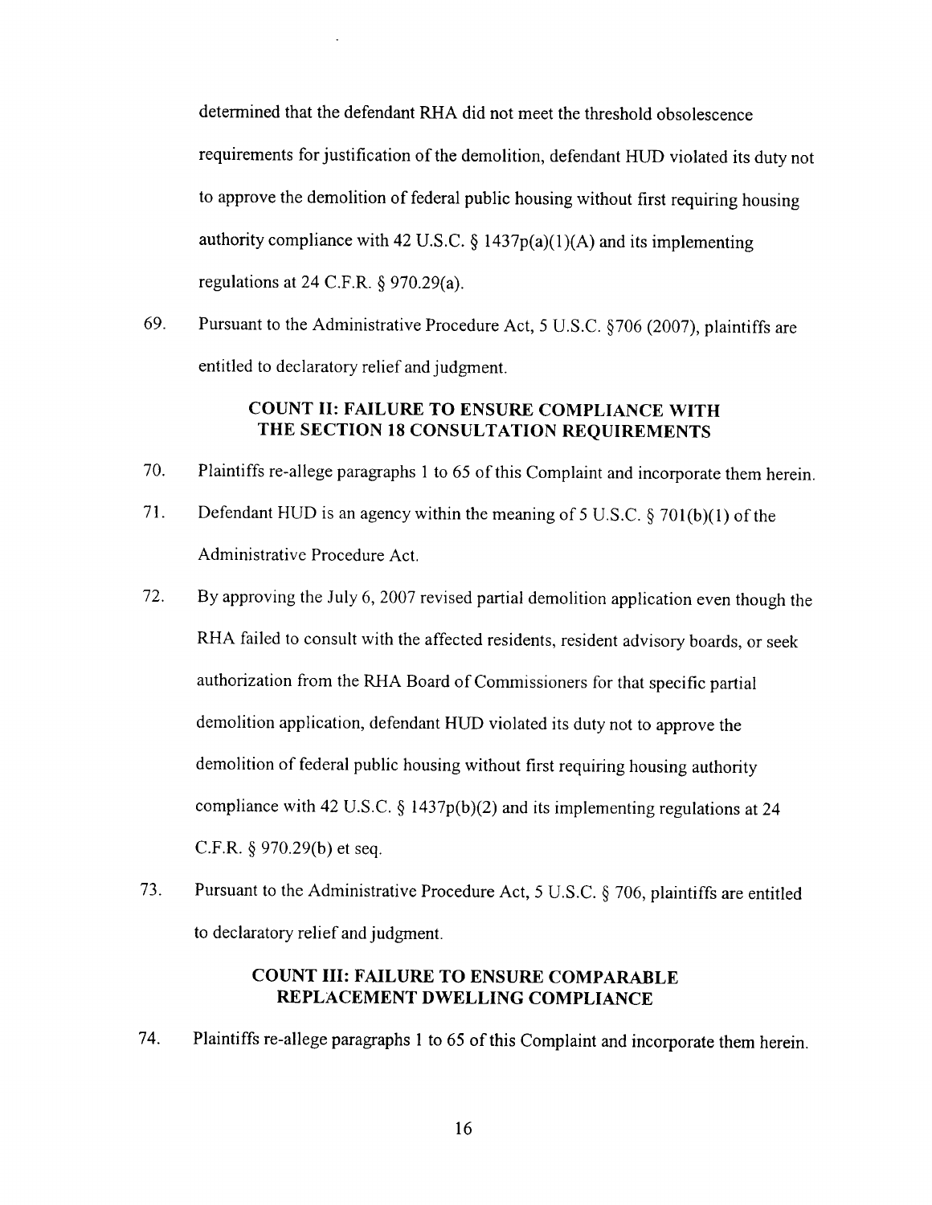determined that the defendant RHA did not meet the threshold obsolescence requirements for justification of the demolition, defendant HUD violated its duty not to approve the demolition of federal public housing without first requiring housing authority compliance with 42 U.S.C. § 1437p(a)(1)(A) and its implementing regulations at 24 C.F.R. § 970.29(a).

69. Pursuant to the Administrative Procedure Act, 5 U.S.C. §706 (2007), plaintiffs are entitled to declaratory relief and judgment.

### COUNT II: FAILURE TO ENSURE COMPLIANCE WITH THE SECTION 18 CONSULTATION REQUIREMENTS

70. Plaintiffs re-allege paragraphs 1 to 65 of this Complaint and incorporate them herein.

71. Defendant HUD is an agency within the meaning of 5 U.S.C. § 701(b)(1) of the Administrative Procedure Act.

72. By approving the July 6, 2007 revised partial demolition application even though the RHA failed to consult with the affected residents, resident advisory boards, or seek authorization from the RHA Board of Commissioners for that specific partial demolition application, defendant HUD violated its duty not to approve the demolition of federal public housing without first requiring housing authority compliance with 42 U.S.C. § 1437p(b)(2) and its implementing regulations at 24 C.F.R. § 970.29(b) et seq.

73. Pursuant to the Administrative Procedure Act, 5 U.S.C. § 706, plaintiffs are entitled to declaratory relief and judgment.

### COUNT III: FAILURE TO ENSURE COMPARABLE REPLACEMENT DWELLING COMPLIANCE

74. Plaintiffs re-allege paragraphs 1 to 65 of this Complaint and incorporate them herein.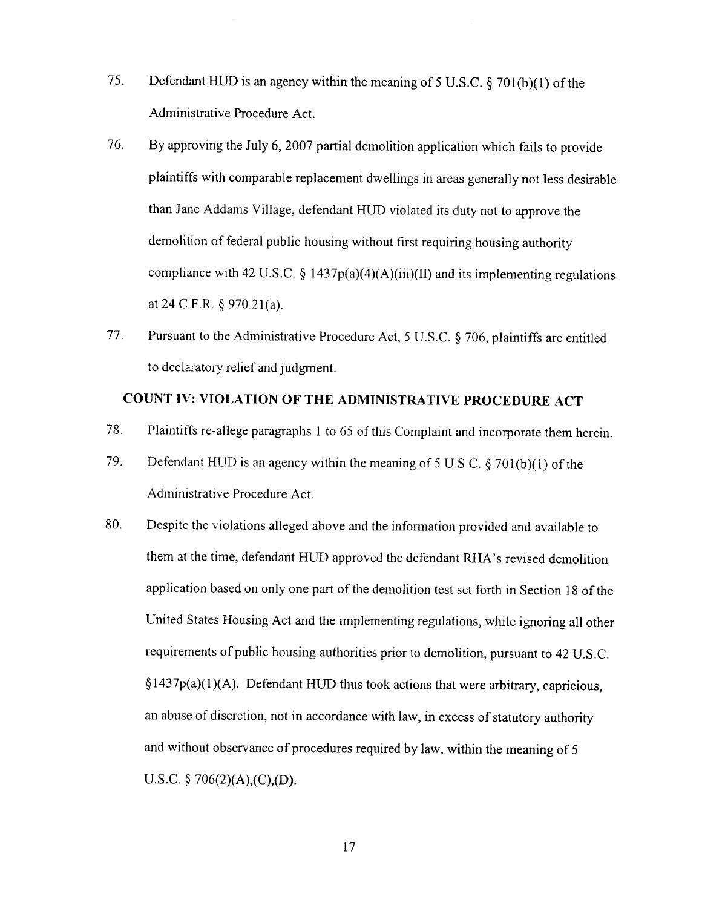75. Defendant HUD is an agency within the meaning of 5 U.S.C. § 701(b)(1) of the Administrative Procedure Act.

76. By approving the July 6, 2007 partial demolition application which fails to provide plaintiffs with comparable replacement dwellings in areas generally not less desirable than Jane Addams Village, defendant HUD violated its duty not to approve the demolition of federal public housing without first requiring housing authority compliance with 42 U.S.C. § 1437p(a)(4)(A)(iii)(II) and its implementing regulations at 24 C.F.R. § 970.21(a).

77. Pursuant to the Administrative Procedure Act, 5 U.S.C. § 706, plaintiffs are entitled to declaratory relief and judgment.

## COUNT IV: VIOLATION OF THE ADMINISTRATIVE PROCEDURE ACT

78. Plaintiffs re-allege paragraphs 1 to 65 of this Complaint and incorporate them herein.

79. Defendant HUD is an agency within the meaning of 5 U.S.C. § 701(b)(1) of the Administrative Procedure Act.

80. Despite the violations alleged above and the information provided and available to them at the time, defendant HUD approved the defendant RHA's revised demolition application based on only one part of the demolition test set forth in Section 18 of the United States Housing Act and the implementing regulations, while ignoring all other requirements of public housing authorities prior to demolition, pursuant to 42 U.S.C. §1437p(a)(1)(A). Defendant HUD thus took actions that were arbitrary, capricious, an abuse of discretion, not in accordance with law, in excess of statutory authority and without observance of procedures required by law, within the meaning of 5 U.S.C. § 706(2)(A),(C),(D).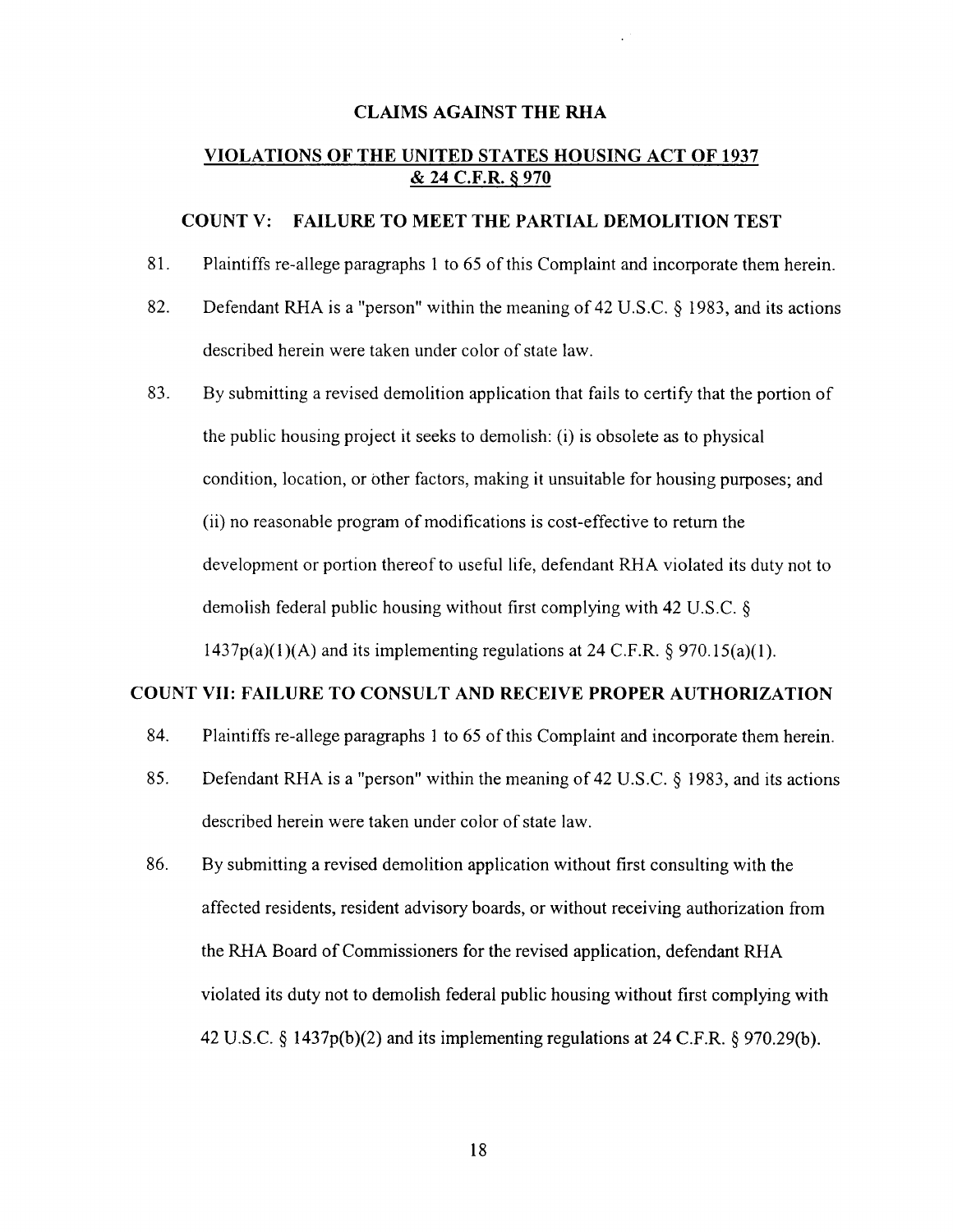## CLAIMS AGAINST THE RHA

## VIOLATIONS OF THE UNITED STATES HOUSING ACT OF 1937 & 24 C.F.R. § 970

### COUNT V: FAILURE TO MEET THE PARTIAL DEMOLITION TEST

81. Plaintiffs re-allege paragraphs 1 to 65 of this Complaint and incorporate them herein.

82. Defendant RHA is a "person" within the meaning of 42 U.S.C. § 1983, and its actions described herein were taken under color of state law.

83. By submitting a revised demolition application that fails to certify that the portion of the public housing project it seeks to demolish: (i) is obsolete as to physical condition, location, or other factors, making it unsuitable for housing purposes; and (ii) no reasonable program of modifications is cost-effective to return the development or portion thereof to useful life, defendant RHA violated its duty not to demolish federal public housing without first complying with 42 U.S.C. § 1437p(a)(1)(A) and its implementing regulations at 24 C.F.R. § 970.15(a)(1).

### COUNT VII: FAILURE TO CONSULT AND RECEIVE PROPER AUTHORIZATION

84. Plaintiffs re-allege paragraphs 1 to 65 of this Complaint and incorporate them herein.

85. Defendant RHA is a "person" within the meaning of 42 U.S.C. § 1983, and its actions described herein were taken under color of state law.

86. By submitting a revised demolition application without first consulting with the affected residents, resident advisory boards, or without receiving authorization from the RHA Board of Commissioners for the revised application, defendant RHA violated its duty not to demolish federal public housing without first complying with 42 U.S.C. § 1437p(b)(2) and its implementing regulations at 24 C.F.R. § 970.29(b).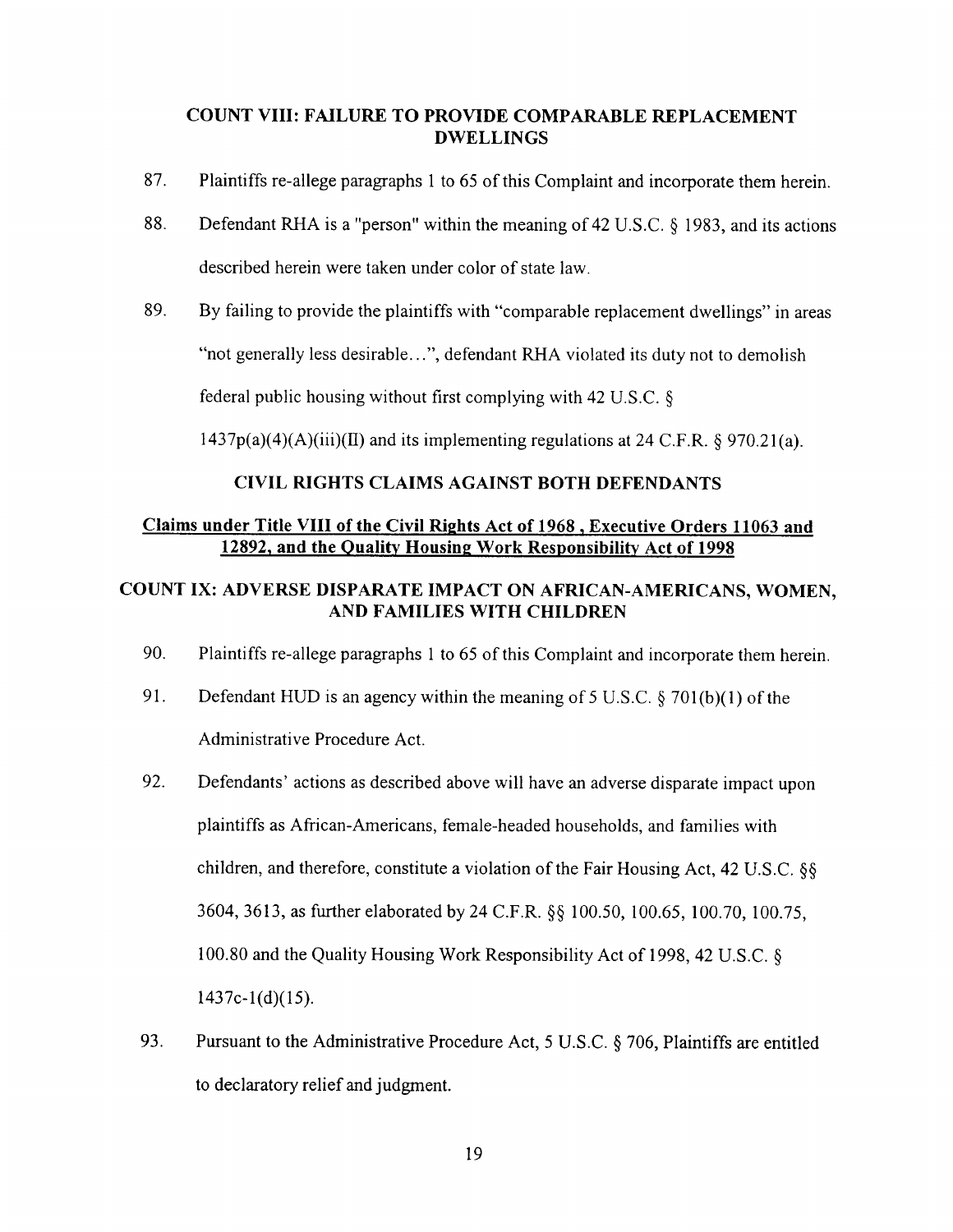## COUNT VIII: FAILURE TO PROVIDE COMPARABLE REPLACEMENT DWELLINGS

87. Plaintiffs re-allege paragraphs 1 to 65 of this Complaint and incorporate them herein.

88. Defendant RHA is a "person" within the meaning of 42 U.S.C. § 1983, and its actions described herein were taken under color of state law.

89. By failing to provide the plaintiffs with "comparable replacement dwellings" in areas "not generally less desirable...", defendant RHA violated its duty not to demolish federal public housing without first complying with 42 U.S.C. § 1437p(a)(4)(A)(iii)(II) and its implementing regulations at 24 C.F.R. § 970.21(a).

## CIVIL RIGHTS CLAIMS AGAINST BOTH DEFENDANTS

### Claims under Title VIII of the Civil Rights Act of 1968 , Executive Orders 11063 and 12892, and the Quality Housing Work Responsibility Act of 1998

## COUNT IX: ADVERSE DISPARATE IMPACT ON AFRICAN-AMERICANS, WOMEN, AND FAMILIES WITH CHILDREN

90. Plaintiffs re-allege paragraphs 1 to 65 of this Complaint and incorporate them herein.

91. Defendant HUD is an agency within the meaning of 5 U.S.C. § 701(b)(1) of the Administrative Procedure Act.

92. Defendants' actions as described above will have an adverse disparate impact upon plaintiffs as African-Americans, female-headed households, and families with children, and therefore, constitute a violation of the Fair Housing Act, 42 U.S.C. §§ 3604, 3613, as further elaborated by 24 C.F.R. §§ 100.50, 100.65, 100.70, 100.75, 100.80 and the Quality Housing Work Responsibility Act of 1998, 42 U.S.C. § 1437c-1(d)(15).

93. Pursuant to the Administrative Procedure Act, 5 U.S.C. § 706, Plaintiffs are entitled to declaratory relief and judgment.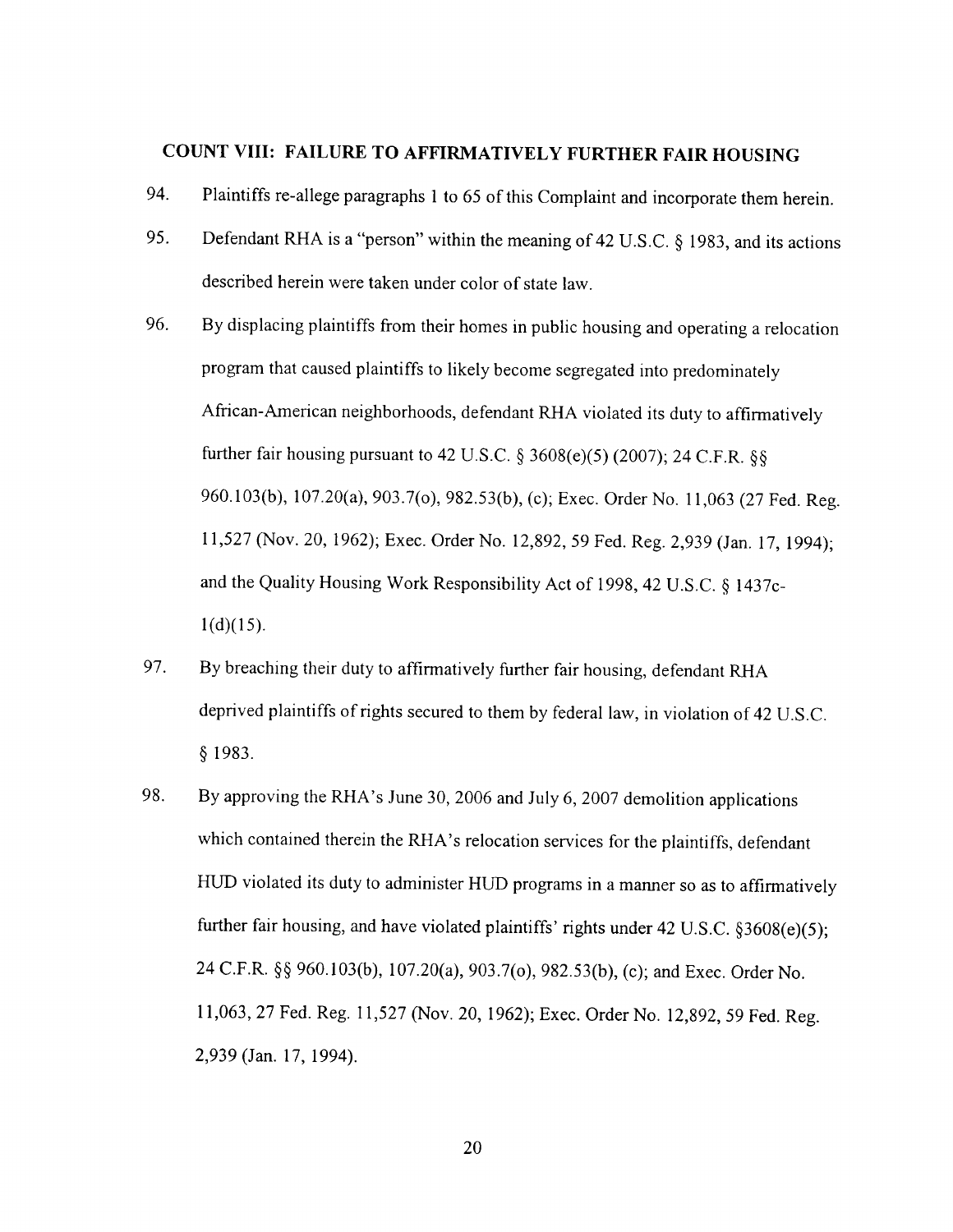## COUNT VIII: FAILURE TO AFFIRMATIVELY FURTHER FAIR HOUSING

94. Plaintiffs re-allege paragraphs 1 to 65 of this Complaint and incorporate them herein.

95. Defendant RHA is a "person" within the meaning of 42 U.S.C. § 1983, and its actions described herein were taken under color of state law.

96. By displacing plaintiffs from their homes in public housing and operating a relocation program that caused plaintiffs to likely become segregated into predominately African-American neighborhoods, defendant RHA violated its duty to affirmatively further fair housing pursuant to 42 U.S.C. § 3608(e)(5) (2007); 24 C.F.R. §§ 960.103(b), 107.20(a), 903.7(o), 982.53(b), (c); Exec. Order No. 11,063 (27 Fed. Reg. 11,527 (Nov. 20, 1962); Exec. Order No. 12,892, 59 Fed. Reg. 2,939 (Jan. 17, 1994); and the Quality Housing Work Responsibility Act of 1998, 42 U.S.C. § 1437c-1(d)(15).

97. By breaching their duty to affirmatively further fair housing, defendant RHA deprived plaintiffs of rights secured to them by federal law, in violation of 42 U.S.C. § 1983.

98. By approving the RHA's June 30, 2006 and July 6, 2007 demolition applications which contained therein the RHA's relocation services for the plaintiffs, defendant HUD violated its duty to administer HUD programs in a manner so as to affirmatively further fair housing, and have violated plaintiffs' rights under 42 U.S.C. §3608(e)(5); 24 C.F.R. §§ 960.103(b), 107.20(a), 903.7(o), 982.53(b), (c); and Exec. Order No. 11,063, 27 Fed. Reg. 11,527 (Nov. 20, 1962); Exec. Order No. 12,892, 59 Fed. Reg. 2,939 (Jan. 17, 1994).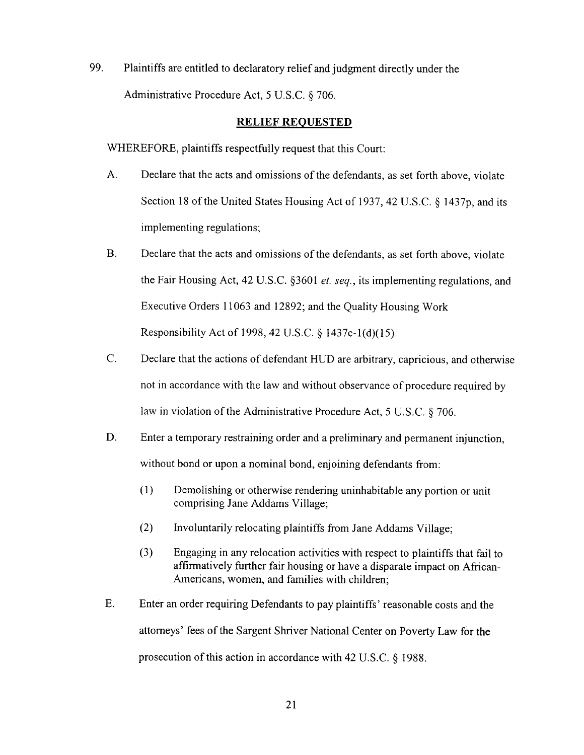99. Plaintiffs are entitled to declaratory relief and judgment directly under the Administrative Procedure Act, 5 U.S.C. § 706.

## RELIEF REQUESTED

WHEREFORE, plaintiffs respectfully request that this Court:

A. Declare that the acts and omissions of the defendants, as set forth above, violate Section 18 of the United States Housing Act of 1937, 42 U.S.C. § 1437p, and its implementing regulations;

B. Declare that the acts and omissions of the defendants, as set forth above, violate the Fair Housing Act, 42 U.S.C. §3601 *et. seq.*, its implementing regulations, and Executive Orders 11063 and 12892; and the Quality Housing Work Responsibility Act of 1998, 42 U.S.C. § 1437c-1(d)(15).

C. Declare that the actions of defendant HUD are arbitrary, capricious, and otherwise not in accordance with the law and without observance of procedure required by law in violation of the Administrative Procedure Act, 5 U.S.C. § 706.

D. Enter a temporary restraining order and a preliminary and permanent injunction, without bond or upon a nominal bond, enjoining defendants from:

   (1) Demolishing or otherwise rendering uninhabitable any portion or unit comprising Jane Addams Village;

   (2) Involuntarily relocating plaintiffs from Jane Addams Village;

   (3) Engaging in any relocation activities with respect to plaintiffs that fail to affirmatively further fair housing or have a disparate impact on African-Americans, women, and families with children;

E. Enter an order requiring Defendants to pay plaintiffs' reasonable costs and the attorneys' fees of the Sargent Shriver National Center on Poverty Law for the prosecution of this action in accordance with 42 U.S.C. § 1988.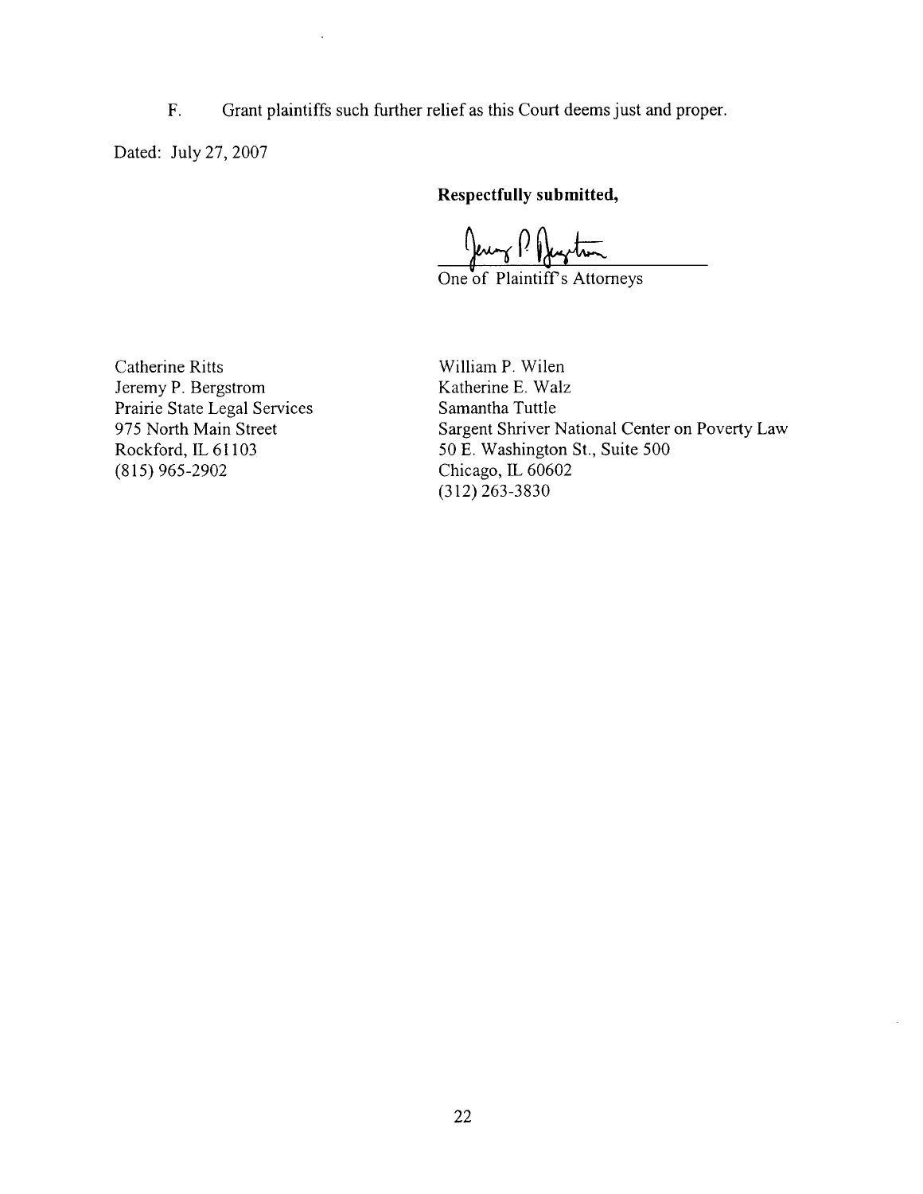F. Grant plaintiffs such further relief as this Court deems just and proper.

Dated: July 27, 2007

**Respectfully submitted,**

One of Plaintiff's Attorneys

Catherine Ritts
Jeremy P. Bergstrom
Prairie State Legal Services
975 North Main Street
Rockford, IL 61103
(815) 965-2902

William P. Wilen
Katherine E. Walz
Samantha Tuttle
Sargent Shriver National Center on Poverty Law
50 E. Washington St., Suite 500
Chicago, IL 60602
(312) 263-3830